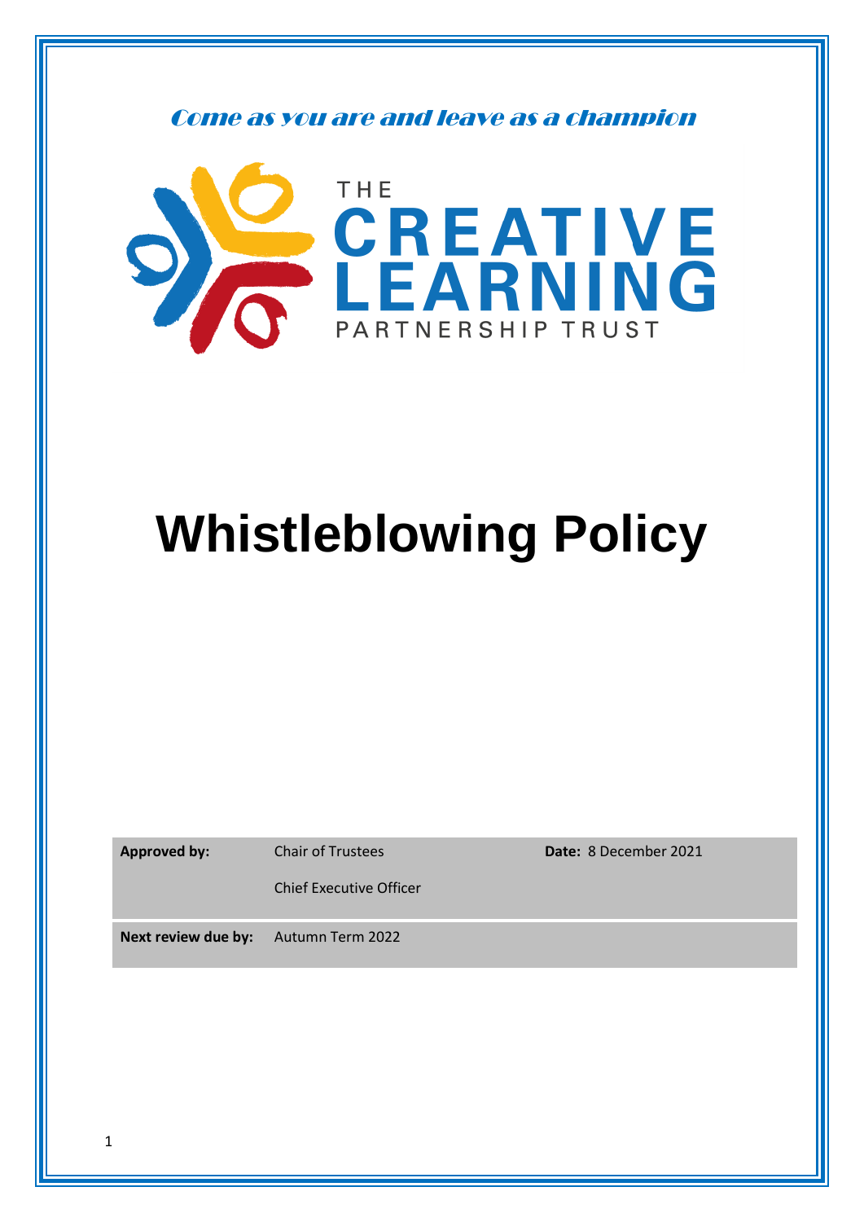*Come as you are and leave as a champion*

THE CREATIVE LEARNING PARTNERSHIP TRUST

# Whistleblowing Policy

| **Approved by:** | Chair of Trustees<br><br>Chief Executive Officer | **Date:** 8 December 2021 |
|---|---|---|
| **Next review due by:** | Autumn Term 2022 | |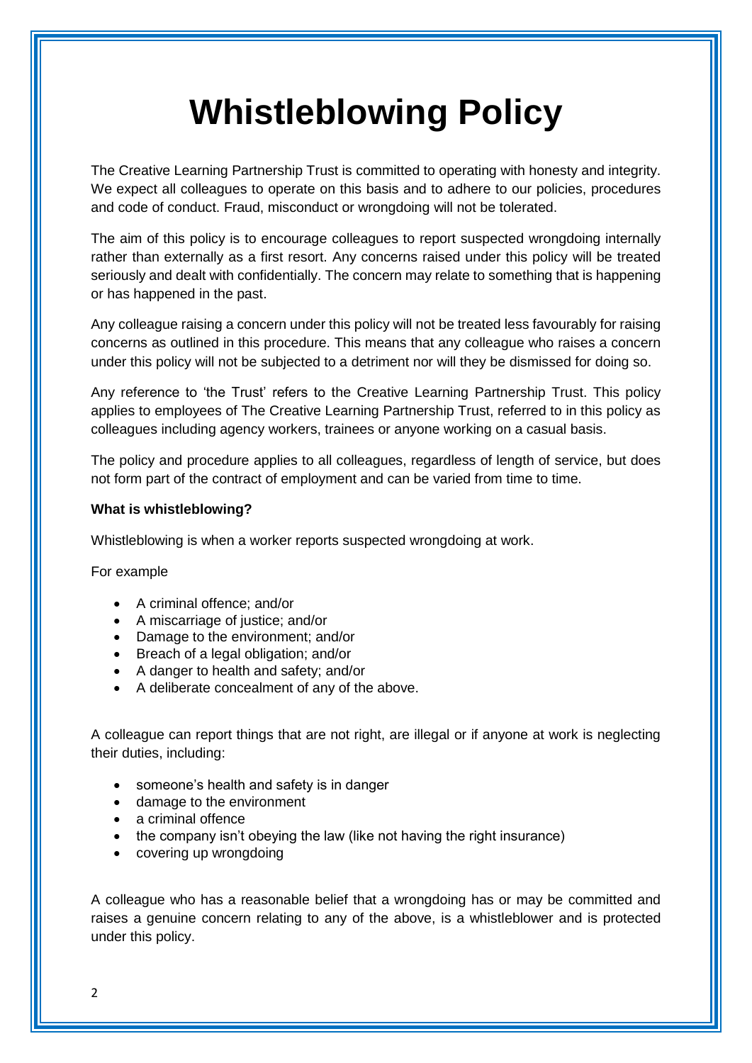# Whistleblowing Policy

The Creative Learning Partnership Trust is committed to operating with honesty and integrity. We expect all colleagues to operate on this basis and to adhere to our policies, procedures and code of conduct. Fraud, misconduct or wrongdoing will not be tolerated.

The aim of this policy is to encourage colleagues to report suspected wrongdoing internally rather than externally as a first resort. Any concerns raised under this policy will be treated seriously and dealt with confidentially. The concern may relate to something that is happening or has happened in the past.

Any colleague raising a concern under this policy will not be treated less favourably for raising concerns as outlined in this procedure. This means that any colleague who raises a concern under this policy will not be subjected to a detriment nor will they be dismissed for doing so.

Any reference to 'the Trust' refers to the Creative Learning Partnership Trust. This policy applies to employees of The Creative Learning Partnership Trust, referred to in this policy as colleagues including agency workers, trainees or anyone working on a casual basis.

The policy and procedure applies to all colleagues, regardless of length of service, but does not form part of the contract of employment and can be varied from time to time.

**What is whistleblowing?**

Whistleblowing is when a worker reports suspected wrongdoing at work.

For example

- A criminal offence; and/or
- A miscarriage of justice; and/or
- Damage to the environment; and/or
- Breach of a legal obligation; and/or
- A danger to health and safety; and/or
- A deliberate concealment of any of the above.

A colleague can report things that are not right, are illegal or if anyone at work is neglecting their duties, including:

- someone's health and safety is in danger
- damage to the environment
- a criminal offence
- the company isn't obeying the law (like not having the right insurance)
- covering up wrongdoing

A colleague who has a reasonable belief that a wrongdoing has or may be committed and raises a genuine concern relating to any of the above, is a whistleblower and is protected under this policy.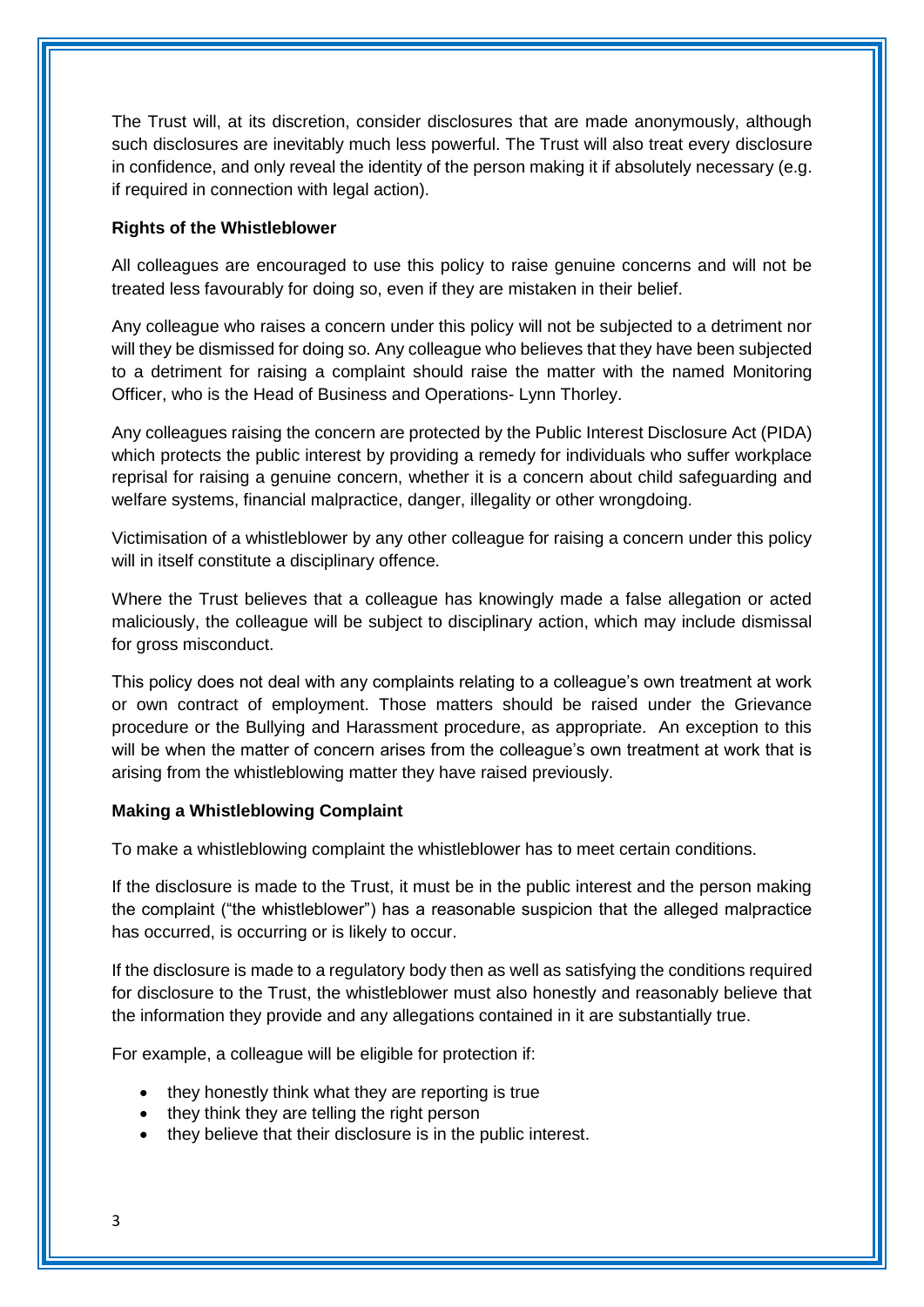The Trust will, at its discretion, consider disclosures that are made anonymously, although such disclosures are inevitably much less powerful. The Trust will also treat every disclosure in confidence, and only reveal the identity of the person making it if absolutely necessary (e.g. if required in connection with legal action).

**Rights of the Whistleblower**

All colleagues are encouraged to use this policy to raise genuine concerns and will not be treated less favourably for doing so, even if they are mistaken in their belief.

Any colleague who raises a concern under this policy will not be subjected to a detriment nor will they be dismissed for doing so. Any colleague who believes that they have been subjected to a detriment for raising a complaint should raise the matter with the named Monitoring Officer, who is the Head of Business and Operations- Lynn Thorley.

Any colleagues raising the concern are protected by the Public Interest Disclosure Act (PIDA) which protects the public interest by providing a remedy for individuals who suffer workplace reprisal for raising a genuine concern, whether it is a concern about child safeguarding and welfare systems, financial malpractice, danger, illegality or other wrongdoing.

Victimisation of a whistleblower by any other colleague for raising a concern under this policy will in itself constitute a disciplinary offence.

Where the Trust believes that a colleague has knowingly made a false allegation or acted maliciously, the colleague will be subject to disciplinary action, which may include dismissal for gross misconduct.

This policy does not deal with any complaints relating to a colleague's own treatment at work or own contract of employment. Those matters should be raised under the Grievance procedure or the Bullying and Harassment procedure, as appropriate. An exception to this will be when the matter of concern arises from the colleague's own treatment at work that is arising from the whistleblowing matter they have raised previously.

**Making a Whistleblowing Complaint**

To make a whistleblowing complaint the whistleblower has to meet certain conditions.

If the disclosure is made to the Trust, it must be in the public interest and the person making the complaint ("the whistleblower") has a reasonable suspicion that the alleged malpractice has occurred, is occurring or is likely to occur.

If the disclosure is made to a regulatory body then as well as satisfying the conditions required for disclosure to the Trust, the whistleblower must also honestly and reasonably believe that the information they provide and any allegations contained in it are substantially true.

For example, a colleague will be eligible for protection if:

- they honestly think what they are reporting is true
- they think they are telling the right person
- they believe that their disclosure is in the public interest.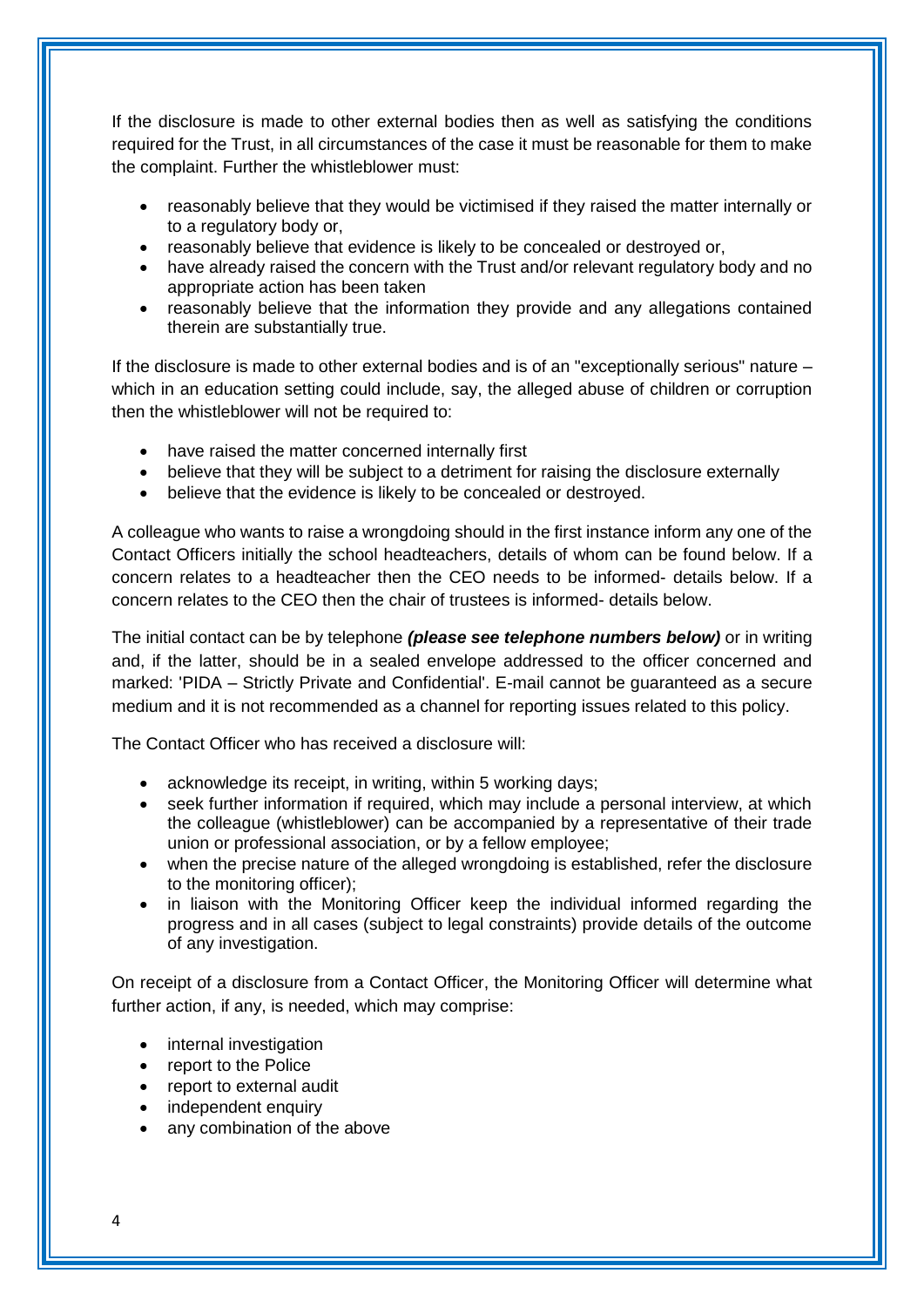If the disclosure is made to other external bodies then as well as satisfying the conditions required for the Trust, in all circumstances of the case it must be reasonable for them to make the complaint. Further the whistleblower must:

- reasonably believe that they would be victimised if they raised the matter internally or to a regulatory body or,
- reasonably believe that evidence is likely to be concealed or destroyed or,
- have already raised the concern with the Trust and/or relevant regulatory body and no appropriate action has been taken
- reasonably believe that the information they provide and any allegations contained therein are substantially true.

If the disclosure is made to other external bodies and is of an "exceptionally serious" nature – which in an education setting could include, say, the alleged abuse of children or corruption then the whistleblower will not be required to:

- have raised the matter concerned internally first
- believe that they will be subject to a detriment for raising the disclosure externally
- believe that the evidence is likely to be concealed or destroyed.

A colleague who wants to raise a wrongdoing should in the first instance inform any one of the Contact Officers initially the school headteachers, details of whom can be found below. If a concern relates to a headteacher then the CEO needs to be informed- details below. If a concern relates to the CEO then the chair of trustees is informed- details below.

The initial contact can be by telephone ***(please see telephone numbers below)*** or in writing and, if the latter, should be in a sealed envelope addressed to the officer concerned and marked: 'PIDA – Strictly Private and Confidential'. E-mail cannot be guaranteed as a secure medium and it is not recommended as a channel for reporting issues related to this policy.

The Contact Officer who has received a disclosure will:

- acknowledge its receipt, in writing, within 5 working days;
- seek further information if required, which may include a personal interview, at which the colleague (whistleblower) can be accompanied by a representative of their trade union or professional association, or by a fellow employee;
- when the precise nature of the alleged wrongdoing is established, refer the disclosure to the monitoring officer);
- in liaison with the Monitoring Officer keep the individual informed regarding the progress and in all cases (subject to legal constraints) provide details of the outcome of any investigation.

On receipt of a disclosure from a Contact Officer, the Monitoring Officer will determine what further action, if any, is needed, which may comprise:

- internal investigation
- report to the Police
- report to external audit
- independent enquiry
- any combination of the above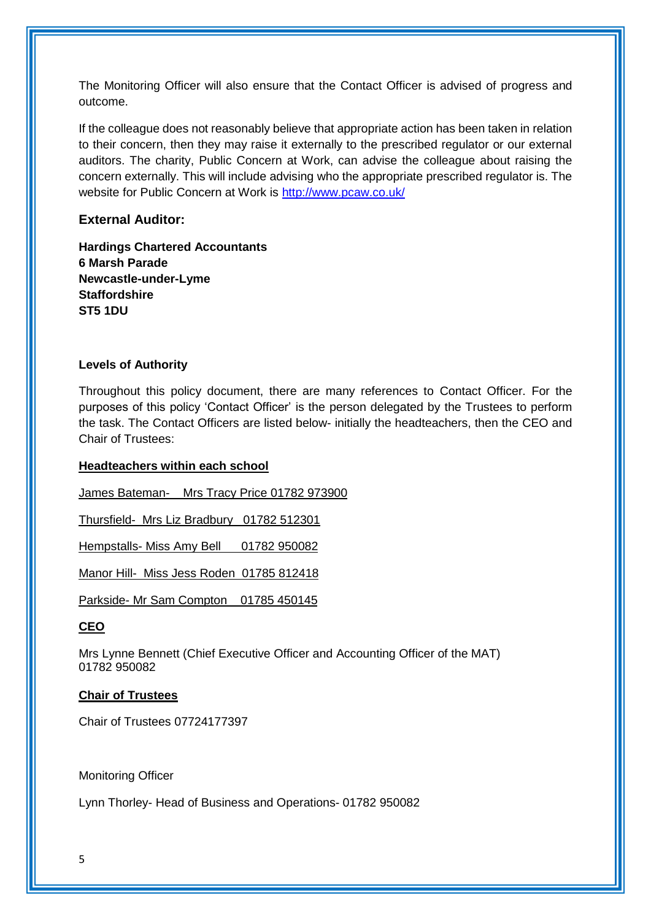The Monitoring Officer will also ensure that the Contact Officer is advised of progress and outcome.

If the colleague does not reasonably believe that appropriate action has been taken in relation to their concern, then they may raise it externally to the prescribed regulator or our external auditors. The charity, Public Concern at Work, can advise the colleague about raising the concern externally. This will include advising who the appropriate prescribed regulator is. The website for Public Concern at Work is [http://www.pcaw.co.uk/](http://www.pcaw.co.uk/)

### External Auditor:

**Hardings Chartered Accountants**
**6 Marsh Parade**
**Newcastle-under-Lyme**
**Staffordshire**
**ST5 1DU**

**Levels of Authority**

Throughout this policy document, there are many references to Contact Officer. For the purposes of this policy 'Contact Officer' is the person delegated by the Trustees to perform the task. The Contact Officers are listed below- initially the headteachers, then the CEO and Chair of Trustees:

**Headteachers within each school**

James Bateman- Mrs Tracy Price 01782 973900

Thursfield- Mrs Liz Bradbury 01782 512301

Hempstalls- Miss Amy Bell 01782 950082

Manor Hill- Miss Jess Roden 01785 812418

Parkside- Mr Sam Compton 01785 450145

**CEO**

Mrs Lynne Bennett (Chief Executive Officer and Accounting Officer of the MAT)
01782 950082

**Chair of Trustees**

Chair of Trustees 07724177397

Monitoring Officer

Lynn Thorley- Head of Business and Operations- 01782 950082